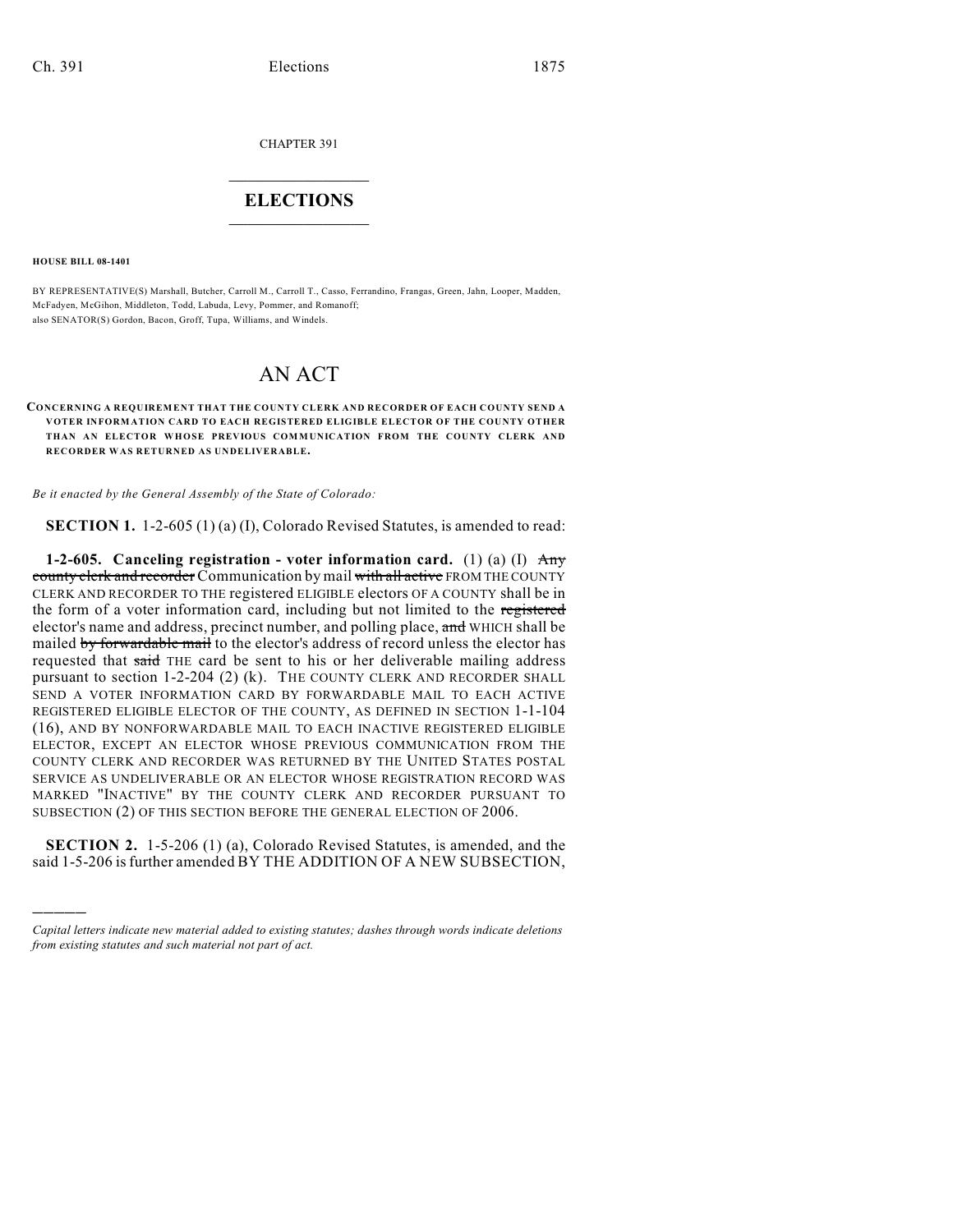CHAPTER 391

# ELECTIONS

**HOUSE BILL 08-1401**

BY REPRESENTATIVE(S) Marshall, Butcher, Carroll M., Carroll T., Casso, Ferrandino, Frangas, Green, Jahn, Looper, Madden, McFadyen, McGihon, Middleton, Todd, Labuda, Levy, Pommer, and Romanoff;
also SENATOR(S) Gordon, Bacon, Groff, Tupa, Williams, and Windels.

# AN ACT

**CONCERNING A REQUIREMENT THAT THE COUNTY CLERK AND RECORDER OF EACH COUNTY SEND A VOTER INFORMATION CARD TO EACH REGISTERED ELIGIBLE ELECTOR OF THE COUNTY OTHER THAN AN ELECTOR WHOSE PREVIOUS COMMUNICATION FROM THE COUNTY CLERK AND RECORDER WAS RETURNED AS UNDELIVERABLE.**

*Be it enacted by the General Assembly of the State of Colorado:*

**SECTION 1.** 1-2-605 (1) (a) (I), Colorado Revised Statutes, is amended to read:

**1-2-605. Canceling registration - voter information card.** (1) (a) (I) ~~Any county clerk and recorder~~ Communication by mail ~~with all active~~ FROM THE COUNTY CLERK AND RECORDER TO THE registered ELIGIBLE electors OF A COUNTY shall be in the form of a voter information card, including but not limited to the ~~registered~~ elector's name and address, precinct number, and polling place, ~~and~~ WHICH shall be mailed ~~by forwardable mail~~ to the elector's address of record unless the elector has requested that ~~said~~ THE card be sent to his or her deliverable mailing address pursuant to section 1-2-204 (2) (k). THE COUNTY CLERK AND RECORDER SHALL SEND A VOTER INFORMATION CARD BY FORWARDABLE MAIL TO EACH ACTIVE REGISTERED ELIGIBLE ELECTOR OF THE COUNTY, AS DEFINED IN SECTION 1-1-104 (16), AND BY NONFORWARDABLE MAIL TO EACH INACTIVE REGISTERED ELIGIBLE ELECTOR, EXCEPT AN ELECTOR WHOSE PREVIOUS COMMUNICATION FROM THE COUNTY CLERK AND RECORDER WAS RETURNED BY THE UNITED STATES POSTAL SERVICE AS UNDELIVERABLE OR AN ELECTOR WHOSE REGISTRATION RECORD WAS MARKED "INACTIVE" BY THE COUNTY CLERK AND RECORDER PURSUANT TO SUBSECTION (2) OF THIS SECTION BEFORE THE GENERAL ELECTION OF 2006.

**SECTION 2.** 1-5-206 (1) (a), Colorado Revised Statutes, is amended, and the said 1-5-206 is further amended BY THE ADDITION OF A NEW SUBSECTION,

---

*Capital letters indicate new material added to existing statutes; dashes through words indicate deletions from existing statutes and such material not part of act.*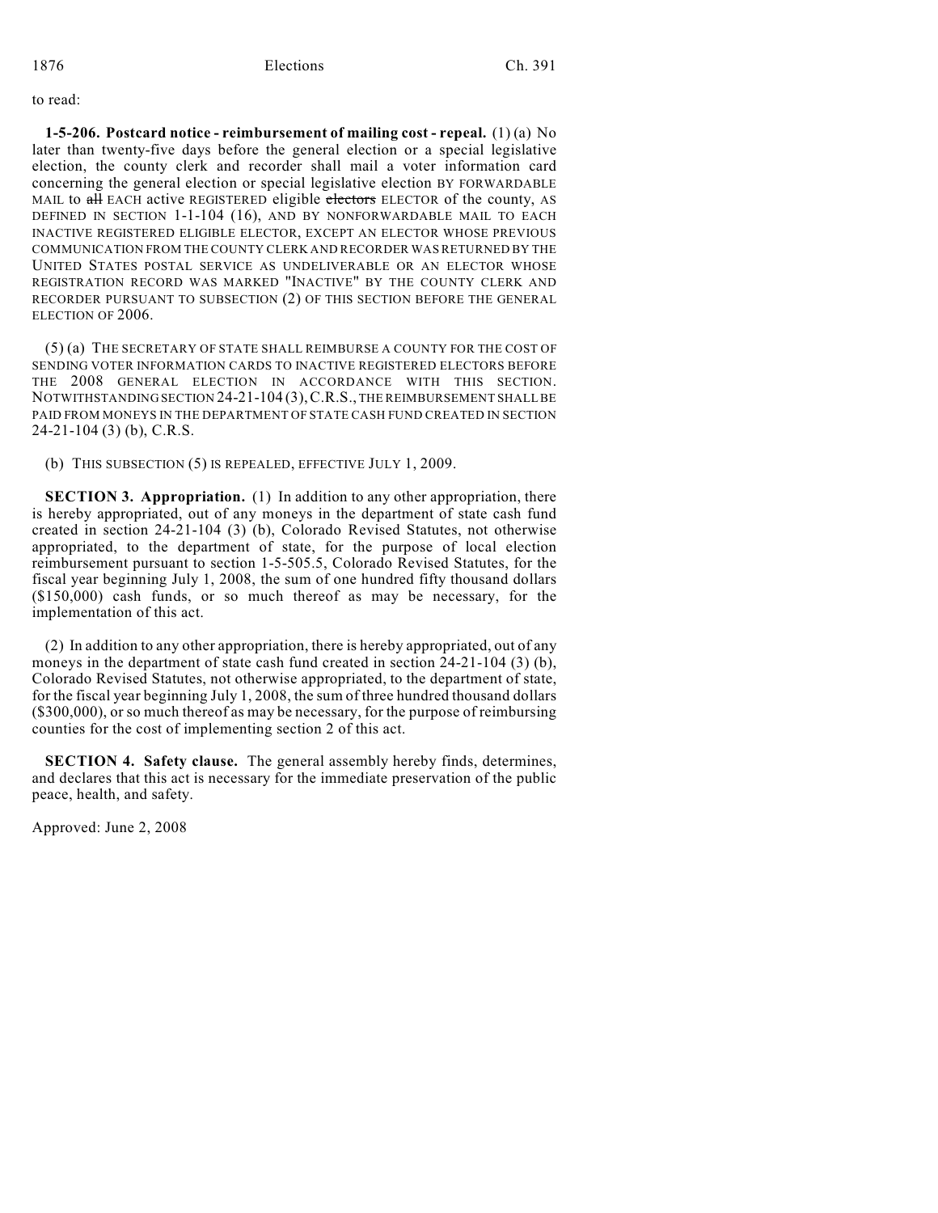to read:

**1-5-206. Postcard notice - reimbursement of mailing cost - repeal.** (1) (a) No later than twenty-five days before the general election or a special legislative election, the county clerk and recorder shall mail a voter information card concerning the general election or special legislative election BY FORWARDABLE MAIL to ~~all~~ EACH active REGISTERED eligible ~~electors~~ ELECTOR of the county, AS DEFINED IN SECTION 1-1-104 (16), AND BY NONFORWARDABLE MAIL TO EACH INACTIVE REGISTERED ELIGIBLE ELECTOR, EXCEPT AN ELECTOR WHOSE PREVIOUS COMMUNICATION FROM THE COUNTY CLERK AND RECORDER WAS RETURNED BY THE UNITED STATES POSTAL SERVICE AS UNDELIVERABLE OR AN ELECTOR WHOSE REGISTRATION RECORD WAS MARKED "INACTIVE" BY THE COUNTY CLERK AND RECORDER PURSUANT TO SUBSECTION (2) OF THIS SECTION BEFORE THE GENERAL ELECTION OF 2006.

(5) (a) THE SECRETARY OF STATE SHALL REIMBURSE A COUNTY FOR THE COST OF SENDING VOTER INFORMATION CARDS TO INACTIVE REGISTERED ELECTORS BEFORE THE 2008 GENERAL ELECTION IN ACCORDANCE WITH THIS SECTION. NOTWITHSTANDING SECTION 24-21-104 (3), C.R.S., THE REIMBURSEMENT SHALL BE PAID FROM MONEYS IN THE DEPARTMENT OF STATE CASH FUND CREATED IN SECTION 24-21-104 (3) (b), C.R.S.

(b) THIS SUBSECTION (5) IS REPEALED, EFFECTIVE JULY 1, 2009.

**SECTION 3. Appropriation.** (1) In addition to any other appropriation, there is hereby appropriated, out of any moneys in the department of state cash fund created in section 24-21-104 (3) (b), Colorado Revised Statutes, not otherwise appropriated, to the department of state, for the purpose of local election reimbursement pursuant to section 1-5-505.5, Colorado Revised Statutes, for the fiscal year beginning July 1, 2008, the sum of one hundred fifty thousand dollars ($150,000) cash funds, or so much thereof as may be necessary, for the implementation of this act.

(2) In addition to any other appropriation, there is hereby appropriated, out of any moneys in the department of state cash fund created in section 24-21-104 (3) (b), Colorado Revised Statutes, not otherwise appropriated, to the department of state, for the fiscal year beginning July 1, 2008, the sum of three hundred thousand dollars ($300,000), or so much thereof as may be necessary, for the purpose of reimbursing counties for the cost of implementing section 2 of this act.

**SECTION 4. Safety clause.** The general assembly hereby finds, determines, and declares that this act is necessary for the immediate preservation of the public peace, health, and safety.

Approved: June 2, 2008